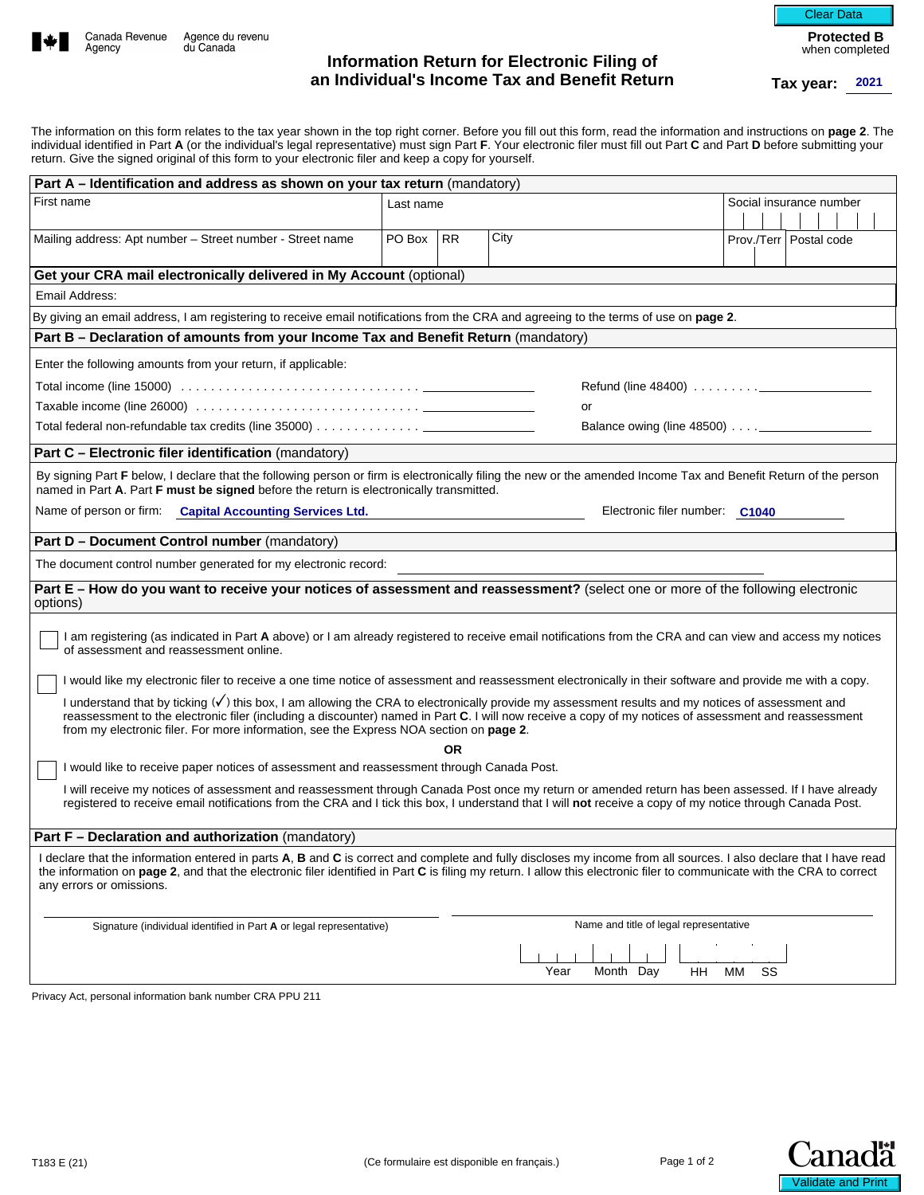Canada Revenue Agency / Agence du revenu du Canada

Clear Data

**Protected B** when completed

# Information Return for Electronic Filing of an Individual's Income Tax and Benefit Return

**Tax year:** 2021

The information on this form relates to the tax year shown in the top right corner. Before you fill out this form, read the information and instructions on **page 2**. The individual identified in Part **A** (or the individual's legal representative) must sign Part **F**. Your electronic filer must fill out Part **C** and Part **D** before submitting your return. Give the signed original of this form to your electronic filer and keep a copy for yourself.

## Part A – Identification and address as shown on your tax return (mandatory)

| First name | Last name | | | Social insurance number | |
|---|---|---|---|---|---|
| Mailing address: Apt number – Street number - Street name | PO Box | RR | City | Prov./Terr | Postal code |

## Get your CRA mail electronically delivered in My Account (optional)

Email Address:

By giving an email address, I am registering to receive email notifications from the CRA and agreeing to the terms of use on **page 2**.

## Part B – Declaration of amounts from your Income Tax and Benefit Return (mandatory)

Enter the following amounts from your return, if applicable:

Total income (line 15000) . . . . . . . . . . . . . . . . . . . . . . . . . . . . . . . . ________

Taxable income (line 26000) . . . . . . . . . . . . . . . . . . . . . . . . . . . . . . ________

Total federal non-refundable tax credits (line 35000) . . . . . . . . . . . . . . ________

Refund (line 48400) . . . . . . . . . ________

or

Balance owing (line 48500) . . . . ________

## Part C – Electronic filer identification (mandatory)

By signing Part **F** below, I declare that the following person or firm is electronically filing the new or the amended Income Tax and Benefit Return of the person named in Part **A**. Part **F must be signed** before the return is electronically transmitted.

Name of person or firm: **Capital Accounting Services Ltd.**

Electronic filer number: **C1040**

## Part D – Document Control number (mandatory)

The document control number generated for my electronic record: ________

## Part E – How do you want to receive your notices of assessment and reassessment? (select one or more of the following electronic options)

☐ I am registering (as indicated in Part **A** above) or I am already registered to receive email notifications from the CRA and can view and access my notices of assessment and reassessment online.

☐ I would like my electronic filer to receive a one time notice of assessment and reassessment electronically in their software and provide me with a copy.

I understand that by ticking (✓) this box, I am allowing the CRA to electronically provide my assessment results and my notices of assessment and reassessment to the electronic filer (including a discounter) named in Part **C**. I will now receive a copy of my notices of assessment and reassessment from my electronic filer. For more information, see the Express NOA section on **page 2**.

**OR**

☐ I would like to receive paper notices of assessment and reassessment through Canada Post.

I will receive my notices of assessment and reassessment through Canada Post once my return or amended return has been assessed. If I have already registered to receive email notifications from the CRA and I tick this box, I understand that I will **not** receive a copy of my notice through Canada Post.

## Part F – Declaration and authorization (mandatory)

I declare that the information entered in parts **A**, **B** and **C** is correct and complete and fully discloses my income from all sources. I also declare that I have read the information on **page 2**, and that the electronic filer identified in Part **C** is filing my return. I allow this electronic filer to communicate with the CRA to correct any errors or omissions.

Signature (individual identified in Part **A** or legal representative)

Name and title of legal representative

Year Month Day HH MM SS

Privacy Act, personal information bank number CRA PPU 211

T183 E (21)

(Ce formulaire est disponible en français.)

Validate and Print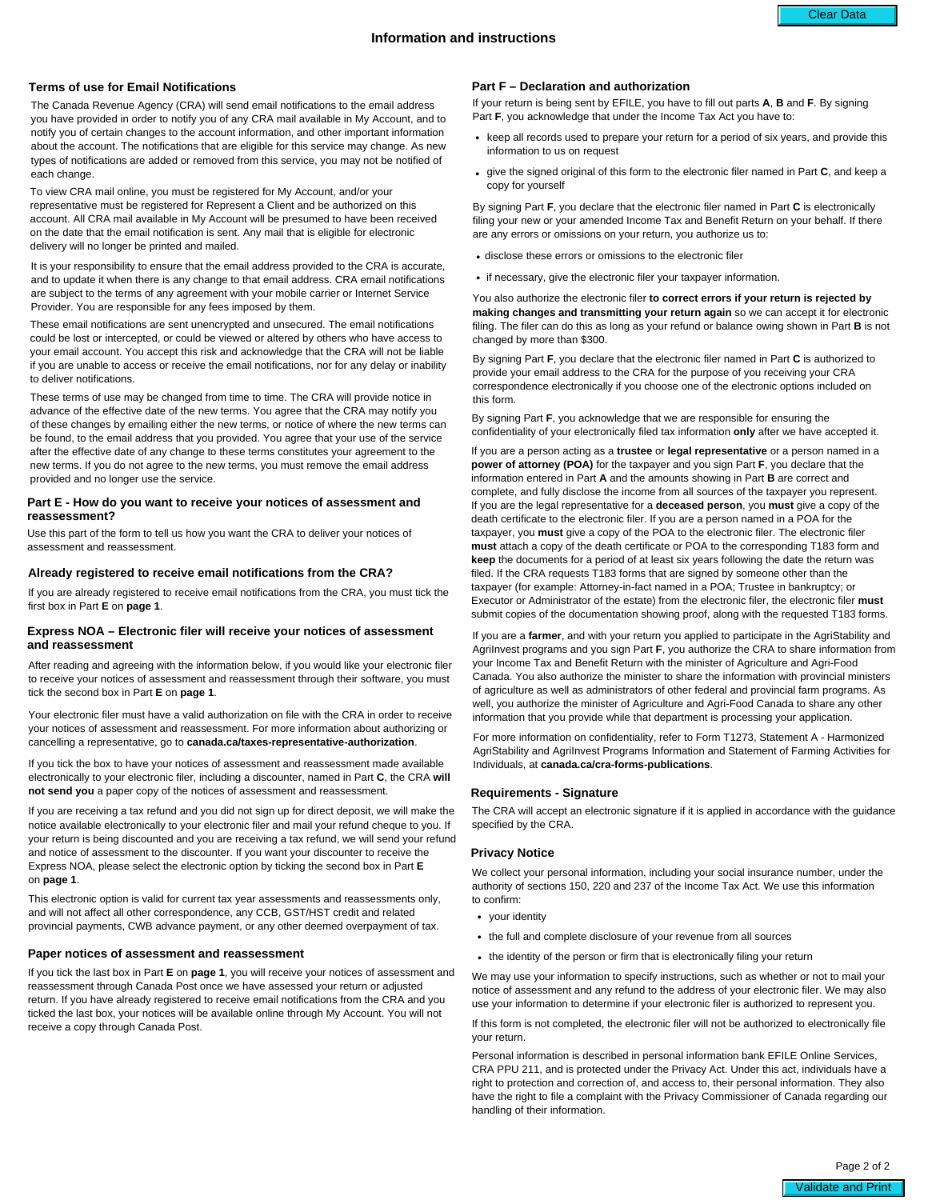# Information and instructions

### Terms of use for Email Notifications

The Canada Revenue Agency (CRA) will send email notifications to the email address you have provided in order to notify you of any CRA mail available in My Account, and to notify you of certain changes to the account information, and other important information about the account. The notifications that are eligible for this service may change. As new types of notifications are added or removed from this service, you may not be notified of each change.

To view CRA mail online, you must be registered for My Account, and/or your representative must be registered for Represent a Client and be authorized on this account. All CRA mail available in My Account will be presumed to have been received on the date that the email notification is sent. Any mail that is eligible for electronic delivery will no longer be printed and mailed.

It is your responsibility to ensure that the email address provided to the CRA is accurate, and to update it when there is any change to that email address. CRA email notifications are subject to the terms of any agreement with your mobile carrier or Internet Service Provider. You are responsible for any fees imposed by them.

These email notifications are sent unencrypted and unsecured. The email notifications could be lost or intercepted, or could be viewed or altered by others who have access to your email account. You accept this risk and acknowledge that the CRA will not be liable if you are unable to access or receive the email notifications, nor for any delay or inability to deliver notifications.

These terms of use may be changed from time to time. The CRA will provide notice in advance of the effective date of the new terms. You agree that the CRA may notify you of these changes by emailing either the new terms, or notice of where the new terms can be found, to the email address that you provided. You agree that your use of the service after the effective date of any change to these terms constitutes your agreement to the new terms. If you do not agree to the new terms, you must remove the email address provided and no longer use the service.

### Part E - How do you want to receive your notices of assessment and reassessment?

Use this part of the form to tell us how you want the CRA to deliver your notices of assessment and reassessment.

### Already registered to receive email notifications from the CRA?

If you are already registered to receive email notifications from the CRA, you must tick the first box in Part **E** on **page 1**.

### Express NOA – Electronic filer will receive your notices of assessment and reassessment

After reading and agreeing with the information below, if you would like your electronic filer to receive your notices of assessment and reassessment through their software, you must tick the second box in Part **E** on **page 1**.

Your electronic filer must have a valid authorization on file with the CRA in order to receive your notices of assessment and reassessment. For more information about authorizing or cancelling a representative, go to **canada.ca/taxes-representative-authorization**.

If you tick the box to have your notices of assessment and reassessment made available electronically to your electronic filer, including a discounter, named in Part **C**, the CRA **will not send you** a paper copy of the notices of assessment and reassessment.

If you are receiving a tax refund and you did not sign up for direct deposit, we will make the notice available electronically to your electronic filer and mail your refund cheque to you. If your return is being discounted and you are receiving a tax refund, we will send your refund and notice of assessment to the discounter. If you want your discounter to receive the Express NOA, please select the electronic option by ticking the second box in Part **E** on **page 1**.

This electronic option is valid for current tax year assessments and reassessments only, and will not affect all other correspondence, any CCB, GST/HST credit and related provincial payments, CWB advance payment, or any other deemed overpayment of tax.

### Paper notices of assessment and reassessment

If you tick the last box in Part **E** on **page 1**, you will receive your notices of assessment and reassessment through Canada Post once we have assessed your return or adjusted return. If you have already registered to receive email notifications from the CRA and you ticked the last box, your notices will be available online through My Account. You will not receive a copy through Canada Post.

### Part F – Declaration and authorization

If your return is being sent by EFILE, you have to fill out parts **A**, **B** and **F**. By signing Part **F**, you acknowledge that under the Income Tax Act you have to:

- keep all records used to prepare your return for a period of six years, and provide this information to us on request
- give the signed original of this form to the electronic filer named in Part **C**, and keep a copy for yourself

By signing Part **F**, you declare that the electronic filer named in Part **C** is electronically filing your new or your amended Income Tax and Benefit Return on your behalf. If there are any errors or omissions on your return, you authorize us to:

- disclose these errors or omissions to the electronic filer
- if necessary, give the electronic filer your taxpayer information.

You also authorize the electronic filer **to correct errors if your return is rejected by making changes and transmitting your return again** so we can accept it for electronic filing. The filer can do this as long as your refund or balance owing shown in Part **B** is not changed by more than $300.

By signing Part **F**, you declare that the electronic filer named in Part **C** is authorized to provide your email address to the CRA for the purpose of you receiving your CRA correspondence electronically if you choose one of the electronic options included on this form.

By signing Part **F**, you acknowledge that we are responsible for ensuring the confidentiality of your electronically filed tax information **only** after we have accepted it.

If you are a person acting as a **trustee** or **legal representative** or a person named in a **power of attorney (POA)** for the taxpayer and you sign Part **F**, you declare that the information entered in Part **A** and the amounts showing in Part **B** are correct and complete, and fully disclose the income from all sources of the taxpayer you represent. If you are the legal representative for a **deceased person**, you **must** give a copy of the death certificate to the electronic filer. If you are a person named in a POA for the taxpayer, you **must** give a copy of the POA to the electronic filer. The electronic filer **must** attach a copy of the death certificate or POA to the corresponding T183 form and **keep** the documents for a period of at least six years following the date the return was filed. If the CRA requests T183 forms that are signed by someone other than the taxpayer (for example: Attorney-in-fact named in a POA; Trustee in bankruptcy; or Executor or Administrator of the estate) from the electronic filer, the electronic filer **must** submit copies of the documentation showing proof, along with the requested T183 forms.

If you are a **farmer**, and with your return you applied to participate in the AgriStability and AgriInvest programs and you sign Part **F**, you authorize the CRA to share information from your Income Tax and Benefit Return with the minister of Agriculture and Agri-Food Canada. You also authorize the minister to share the information with provincial ministers of agriculture as well as administrators of other federal and provincial farm programs. As well, you authorize the minister of Agriculture and Agri-Food Canada to share any other information that you provide while that department is processing your application.

For more information on confidentiality, refer to Form T1273, Statement A - Harmonized AgriStability and AgriInvest Programs Information and Statement of Farming Activities for Individuals, at **canada.ca/cra-forms-publications**.

### Requirements - Signature

The CRA will accept an electronic signature if it is applied in accordance with the guidance specified by the CRA.

### Privacy Notice

We collect your personal information, including your social insurance number, under the authority of sections 150, 220 and 237 of the Income Tax Act. We use this information to confirm:

- your identity
- the full and complete disclosure of your revenue from all sources
- the identity of the person or firm that is electronically filing your return

We may use your information to specify instructions, such as whether or not to mail your notice of assessment and any refund to the address of your electronic filer. We may also use your information to determine if your electronic filer is authorized to represent you.

If this form is not completed, the electronic filer will not be authorized to electronically file your return.

Personal information is described in personal information bank EFILE Online Services, CRA PPU 211, and is protected under the Privacy Act. Under this act, individuals have a right to protection and correction of, and access to, their personal information. They also have the right to file a complaint with the Privacy Commissioner of Canada regarding our handling of their information.